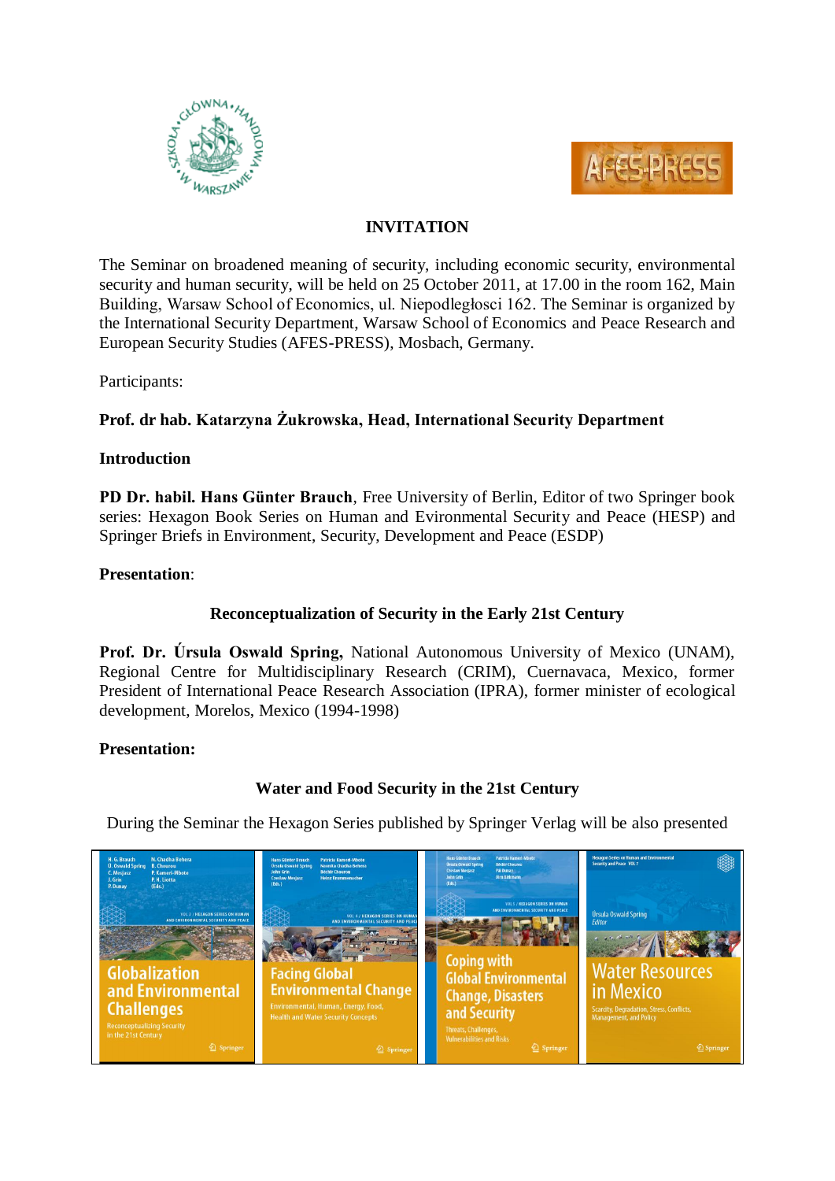# INVITATION

The Seminar on broadened meaning of security, including economic security, environmental security and human security, will be held on 25 October 2011, at 17.00 in the room 162, Main Building, Warsaw School of Economics, ul. Niepodległosci 162. The Seminar is organized by the International Security Department, Warsaw School of Economics and Peace Research and European Security Studies (AFES-PRESS), Mosbach, Germany.

Participants:

**Prof. dr hab. Katarzyna Żukrowska, Head, International Security Department**

**Introduction**

**PD Dr. habil. Hans Günter Brauch**, Free University of Berlin, Editor of two Springer book series: Hexagon Book Series on Human and Evironmental Security and Peace (HESP) and Springer Briefs in Environment, Security, Development and Peace (ESDP)

**Presentation**:

**Reconceptualization of Security in the Early 21st Century**

**Prof. Dr. Úrsula Oswald Spring,** National Autonomous University of Mexico (UNAM), Regional Centre for Multidisciplinary Research (CRIM), Cuernavaca, Mexico, former President of International Peace Research Association (IPRA), former minister of ecological development, Morelos, Mexico (1994-1998)

**Presentation:**

**Water and Food Security in the 21st Century**

During the Seminar the Hexagon Series published by Springer Verlag will be also presented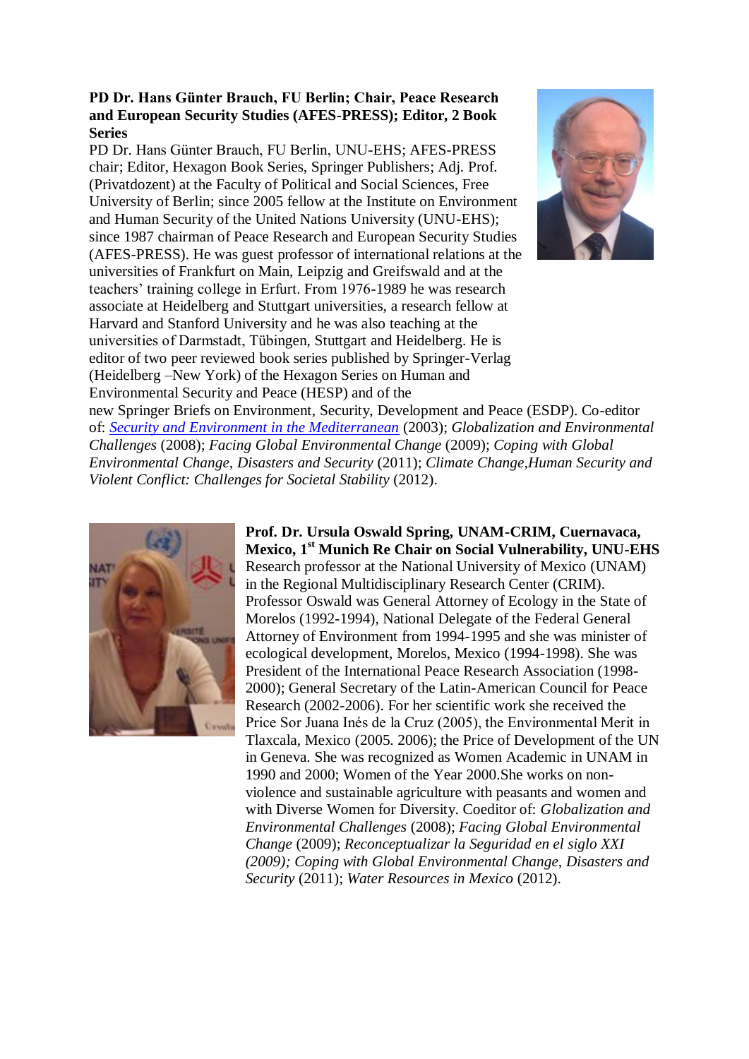**PD Dr. Hans Günter Brauch, FU Berlin; Chair, Peace Research and European Security Studies (AFES-PRESS); Editor, 2 Book Series**

PD Dr. Hans Günter Brauch, FU Berlin, UNU-EHS; AFES-PRESS chair; Editor, Hexagon Book Series, Springer Publishers; Adj. Prof. (Privatdozent) at the Faculty of Political and Social Sciences, Free University of Berlin; since 2005 fellow at the Institute on Environment and Human Security of the United Nations University (UNU-EHS); since 1987 chairman of Peace Research and European Security Studies (AFES-PRESS). He was guest professor of international relations at the universities of Frankfurt on Main, Leipzig and Greifswald and at the teachers' training college in Erfurt. From 1976-1989 he was research associate at Heidelberg and Stuttgart universities, a research fellow at Harvard and Stanford University and he was also teaching at the universities of Darmstadt, Tübingen, Stuttgart and Heidelberg. He is editor of two peer reviewed book series published by Springer-Verlag (Heidelberg –New York) of the Hexagon Series on Human and Environmental Security and Peace (HESP) and of the new Springer Briefs on Environment, Security, Development and Peace (ESDP). Co-editor of: *Security and Environment in the Mediterranean* (2003); *Globalization and Environmental Challenges* (2008); *Facing Global Environmental Change* (2009); *Coping with Global Environmental Change, Disasters and Security* (2011); *Climate Change,Human Security and Violent Conflict: Challenges for Societal Stability* (2012).

**Prof. Dr. Ursula Oswald Spring, UNAM-CRIM, Cuernavaca, Mexico, 1st Munich Re Chair on Social Vulnerability, UNU-EHS**

Research professor at the National University of Mexico (UNAM) in the Regional Multidisciplinary Research Center (CRIM). Professor Oswald was General Attorney of Ecology in the State of Morelos (1992-1994), National Delegate of the Federal General Attorney of Environment from 1994-1995 and she was minister of ecological development, Morelos, Mexico (1994-1998). She was President of the International Peace Research Association (1998-2000); General Secretary of the Latin-American Council for Peace Research (2002-2006). For her scientific work she received the Price Sor Juana Inés de la Cruz (2005), the Environmental Merit in Tlaxcala, Mexico (2005. 2006); the Price of Development of the UN in Geneva. She was recognized as Women Academic in UNAM in 1990 and 2000; Women of the Year 2000.She works on non-violence and sustainable agriculture with peasants and women and with Diverse Women for Diversity. Coeditor of: *Globalization and Environmental Challenges* (2008); *Facing Global Environmental Change* (2009); *Reconceptualizar la Seguridad en el siglo XXI (2009); Coping with Global Environmental Change, Disasters and Security* (2011); *Water Resources in Mexico* (2012).